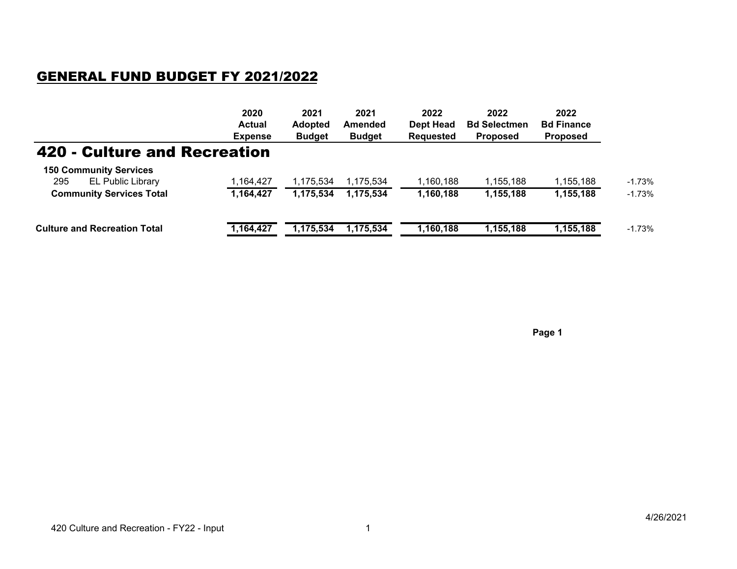## GENERAL FUND BUDGET FY 2021/2022

| | 2020 Actual Expense | 2021 Adopted Budget | 2021 Amended Budget | 2022 Dept Head Requested | 2022 Bd Selectmen Proposed | 2022 Bd Finance Proposed | |
|---|---|---|---|---|---|---|---|
| **420 - Culture and Recreation** | | | | | | | |
| **150 Community Services** | | | | | | | |
| 295 EL Public Library | 1,164,427 | 1,175,534 | 1,175,534 | 1,160,188 | 1,155,188 | 1,155,188 | -1.73% |
| **Community Services Total** | **1,164,427** | **1,175,534** | **1,175,534** | **1,160,188** | **1,155,188** | **1,155,188** | -1.73% |
| **Culture and Recreation Total** | **1,164,427** | **1,175,534** | **1,175,534** | **1,160,188** | **1,155,188** | **1,155,188** | -1.73% |

4/26/2021

420 Culture and Recreation - FY22 - Input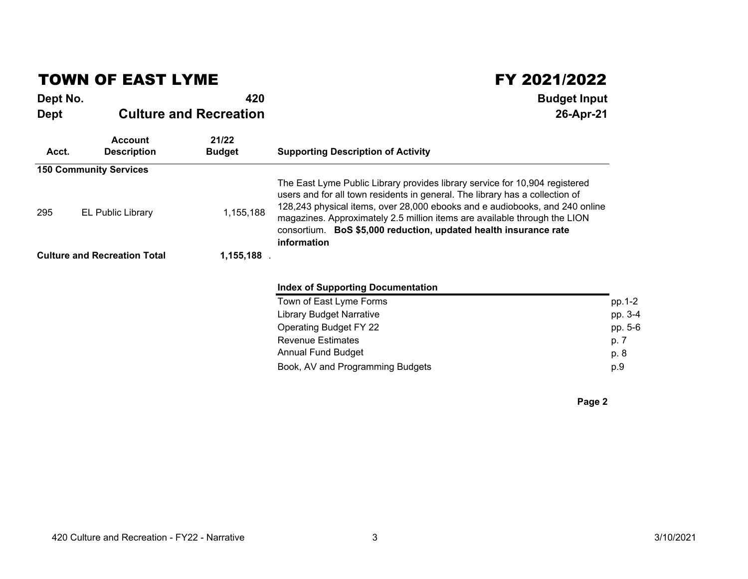# TOWN OF EAST LYME

# FY 2021/2022

**Dept No.** **420**

**Dept** **Culture and Recreation**

**Budget Input**

**26-Apr-21**

| Acct. | Account Description | 21/22 Budget | Supporting Description of Activity |
|---|---|---|---|
| **150 Community Services** | | | |
| 295 | EL Public Library | 1,155,188 | The East Lyme Public Library provides library service for 10,904 registered users and for all town residents in general. The library has a collection of 128,243 physical items, over 28,000 ebooks and e audiobooks, and 240 online magazines. Approximately 2.5 million items are available through the LION consortium. **BoS $5,000 reduction, updated health insurance rate information** |
| **Culture and Recreation Total** | | **1,155,188** | |

| Index of Supporting Documentation | |
|---|---|
| Town of East Lyme Forms | pp.1-2 |
| Library Budget Narrative | pp. 3-4 |
| Operating Budget FY 22 | pp. 5-6 |
| Revenue Estimates | p. 7 |
| Annual Fund Budget | p. 8 |
| Book, AV and Programming Budgets | p.9 |